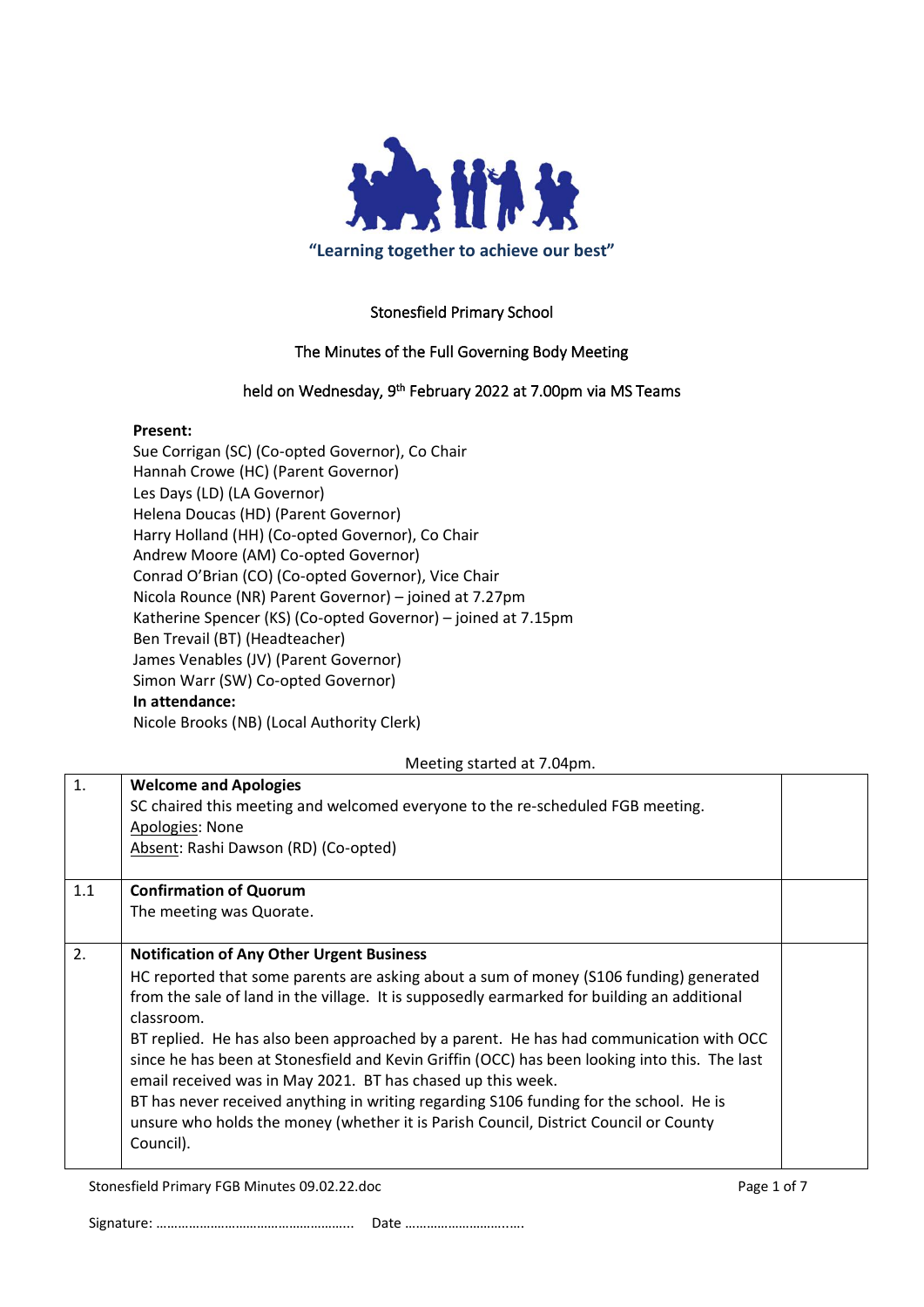**"Learning together to achieve our best"**

Stonesfield Primary School

The Minutes of the Full Governing Body Meeting

held on Wednesday, 9th February 2022 at 7.00pm via MS Teams

**Present:**
Sue Corrigan (SC) (Co-opted Governor), Co Chair
Hannah Crowe (HC) (Parent Governor)
Les Days (LD) (LA Governor)
Helena Doucas (HD) (Parent Governor)
Harry Holland (HH) (Co-opted Governor), Co Chair
Andrew Moore (AM) Co-opted Governor)
Conrad O'Brian (CO) (Co-opted Governor), Vice Chair
Nicola Rounce (NR) Parent Governor) – joined at 7.27pm
Katherine Spencer (KS) (Co-opted Governor) – joined at 7.15pm
Ben Trevail (BT) (Headteacher)
James Venables (JV) (Parent Governor)
Simon Warr (SW) Co-opted Governor)
**In attendance:**
Nicole Brooks (NB) (Local Authority Clerk)

Meeting started at 7.04pm.

| | | |
|---|---|---|
| 1. | **Welcome and Apologies**<br>SC chaired this meeting and welcomed everyone to the re-scheduled FGB meeting.<br>Apologies: None<br>Absent: Rashi Dawson (RD) (Co-opted) | |
| 1.1 | **Confirmation of Quorum**<br>The meeting was Quorate. | |
| 2. | **Notification of Any Other Urgent Business**<br>HC reported that some parents are asking about a sum of money (S106 funding) generated from the sale of land in the village. It is supposedly earmarked for building an additional classroom.<br>BT replied. He has also been approached by a parent. He has had communication with OCC since he has been at Stonesfield and Kevin Griffin (OCC) has been looking into this. The last email received was in May 2021. BT has chased up this week.<br>BT has never received anything in writing regarding S106 funding for the school. He is unsure who holds the money (whether it is Parish Council, District Council or County Council). | |

Signature: ……………………………………………… Date ………………………….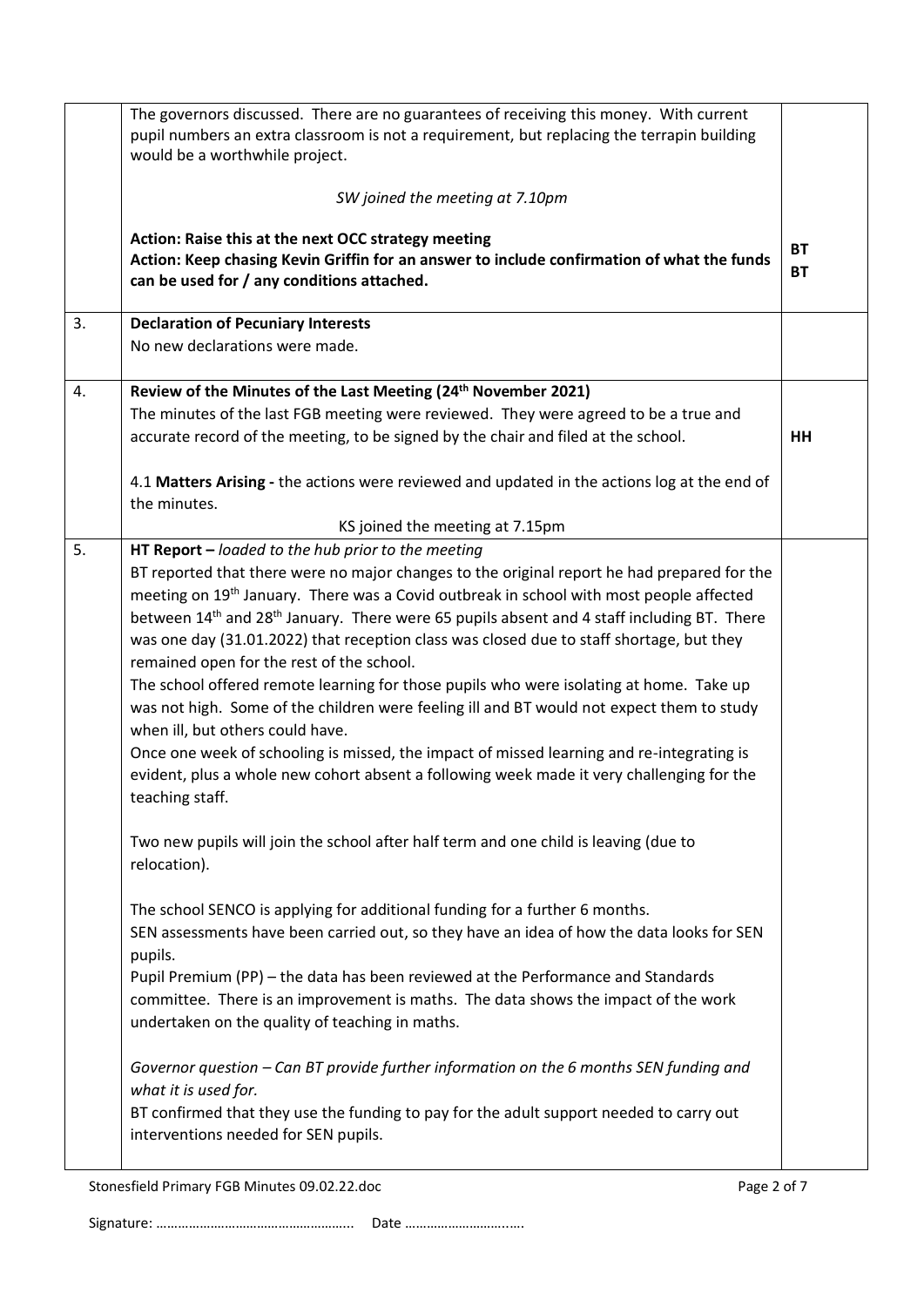| | | |
|---|---|---|
| | The governors discussed. There are no guarantees of receiving this money. With current pupil numbers an extra classroom is not a requirement, but replacing the terrapin building would be a worthwhile project.<br><br>*SW joined the meeting at 7.10pm*<br><br>**Action: Raise this at the next OCC strategy meeting**<br>**Action: Keep chasing Kevin Griffin for an answer to include confirmation of what the funds can be used for / any conditions attached.** | **BT**<br>**BT** |
| 3. | **Declaration of Pecuniary Interests**<br>No new declarations were made. | |
| 4. | **Review of the Minutes of the Last Meeting (24th November 2021)**<br>The minutes of the last FGB meeting were reviewed. They were agreed to be a true and accurate record of the meeting, to be signed by the chair and filed at the school.<br><br>4.1 **Matters Arising -** the actions were reviewed and updated in the actions log at the end of the minutes.<br>KS joined the meeting at 7.15pm | **HH** |
| 5. | **HT Report –** *loaded to the hub prior to the meeting*<br>BT reported that there were no major changes to the original report he had prepared for the meeting on 19th January. There was a Covid outbreak in school with most people affected between 14th and 28th January. There were 65 pupils absent and 4 staff including BT. There was one day (31.01.2022) that reception class was closed due to staff shortage, but they remained open for the rest of the school.<br>The school offered remote learning for those pupils who were isolating at home. Take up was not high. Some of the children were feeling ill and BT would not expect them to study when ill, but others could have.<br>Once one week of schooling is missed, the impact of missed learning and re-integrating is evident, plus a whole new cohort absent a following week made it very challenging for the teaching staff.<br><br>Two new pupils will join the school after half term and one child is leaving (due to relocation).<br><br>The school SENCO is applying for additional funding for a further 6 months.<br>SEN assessments have been carried out, so they have an idea of how the data looks for SEN pupils.<br>Pupil Premium (PP) – the data has been reviewed at the Performance and Standards committee. There is an improvement is maths. The data shows the impact of the work undertaken on the quality of teaching in maths.<br><br>*Governor question – Can BT provide further information on the 6 months SEN funding and what it is used for.*<br>BT confirmed that they use the funding to pay for the adult support needed to carry out interventions needed for SEN pupils. | |

Signature: ……………………………………………... Date ………………………..….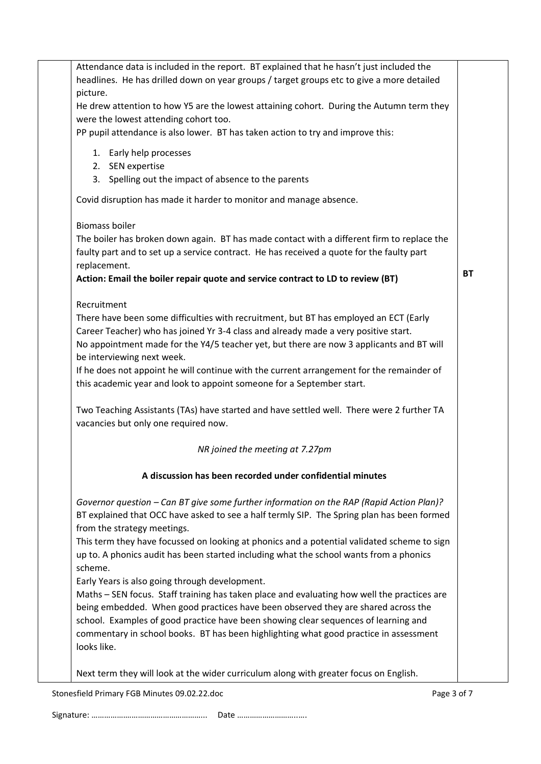Attendance data is included in the report. BT explained that he hasn't just included the headlines. He has drilled down on year groups / target groups etc to give a more detailed picture.

He drew attention to how Y5 are the lowest attaining cohort. During the Autumn term they were the lowest attending cohort too.

PP pupil attendance is also lower. BT has taken action to try and improve this:

1. Early help processes
2. SEN expertise
3. Spelling out the impact of absence to the parents

Covid disruption has made it harder to monitor and manage absence.

Biomass boiler

The boiler has broken down again. BT has made contact with a different firm to replace the faulty part and to set up a service contract. He has received a quote for the faulty part replacement.

**Action: Email the boiler repair quote and service contract to LD to review (BT)** — **BT**

Recruitment

There have been some difficulties with recruitment, but BT has employed an ECT (Early Career Teacher) who has joined Yr 3-4 class and already made a very positive start.

No appointment made for the Y4/5 teacher yet, but there are now 3 applicants and BT will be interviewing next week.

If he does not appoint he will continue with the current arrangement for the remainder of this academic year and look to appoint someone for a September start.

Two Teaching Assistants (TAs) have started and have settled well. There were 2 further TA vacancies but only one required now.

*NR joined the meeting at 7.27pm*

**A discussion has been recorded under confidential minutes**

*Governor question – Can BT give some further information on the RAP (Rapid Action Plan)?*

BT explained that OCC have asked to see a half termly SIP. The Spring plan has been formed from the strategy meetings.

This term they have focussed on looking at phonics and a potential validated scheme to sign up to. A phonics audit has been started including what the school wants from a phonics scheme.

Early Years is also going through development.

Maths – SEN focus. Staff training has taken place and evaluating how well the practices are being embedded. When good practices have been observed they are shared across the school. Examples of good practice have been showing clear sequences of learning and commentary in school books. BT has been highlighting what good practice in assessment looks like.

Next term they will look at the wider curriculum along with greater focus on English.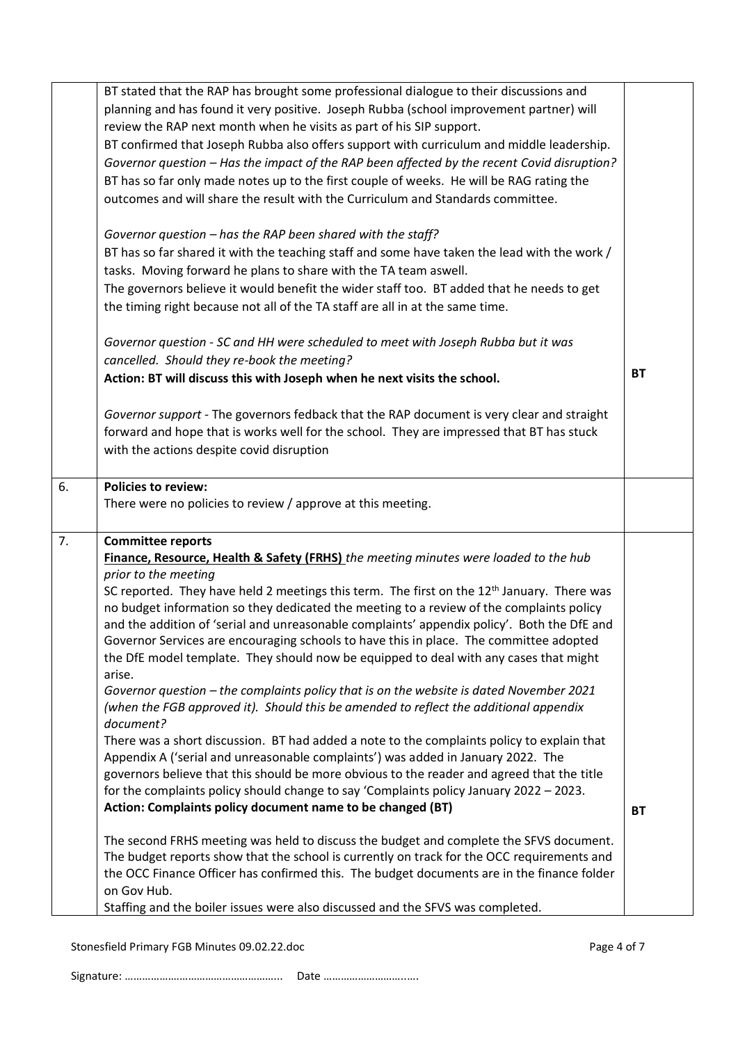| | | |
|---|---|---|
| | BT stated that the RAP has brought some professional dialogue to their discussions and planning and has found it very positive. Joseph Rubba (school improvement partner) will review the RAP next month when he visits as part of his SIP support.<br>BT confirmed that Joseph Rubba also offers support with curriculum and middle leadership.<br>*Governor question – Has the impact of the RAP been affected by the recent Covid disruption?*<br>BT has so far only made notes up to the first couple of weeks. He will be RAG rating the outcomes and will share the result with the Curriculum and Standards committee.<br><br>*Governor question – has the RAP been shared with the staff?*<br>BT has so far shared it with the teaching staff and some have taken the lead with the work / tasks. Moving forward he plans to share with the TA team aswell.<br>The governors believe it would benefit the wider staff too. BT added that he needs to get the timing right because not all of the TA staff are all in at the same time.<br><br>*Governor question - SC and HH were scheduled to meet with Joseph Rubba but it was cancelled. Should they re-book the meeting?*<br>**Action: BT will discuss this with Joseph when he next visits the school.**<br><br>*Governor support* - The governors fedback that the RAP document is very clear and straight forward and hope that is works well for the school. They are impressed that BT has stuck with the actions despite covid disruption | **BT** |
| 6. | **Policies to review:**<br>There were no policies to review / approve at this meeting. | |
| 7. | **Committee reports**<br>**Finance, Resource, Health & Safety (FRHS)** *the meeting minutes were loaded to the hub prior to the meeting*<br>SC reported. They have held 2 meetings this term. The first on the 12th January. There was no budget information so they dedicated the meeting to a review of the complaints policy and the addition of 'serial and unreasonable complaints' appendix policy'. Both the DfE and Governor Services are encouraging schools to have this in place. The committee adopted the DfE model template. They should now be equipped to deal with any cases that might arise.<br>*Governor question – the complaints policy that is on the website is dated November 2021 (when the FGB approved it). Should this be amended to reflect the additional appendix document?*<br>There was a short discussion. BT had added a note to the complaints policy to explain that Appendix A ('serial and unreasonable complaints') was added in January 2022. The governors believe that this should be more obvious to the reader and agreed that the title for the complaints policy should change to say 'Complaints policy January 2022 – 2023.<br>**Action: Complaints policy document name to be changed (BT)**<br><br>The second FRHS meeting was held to discuss the budget and complete the SFVS document. The budget reports show that the school is currently on track for the OCC requirements and the OCC Finance Officer has confirmed this. The budget documents are in the finance folder on Gov Hub.<br>Staffing and the boiler issues were also discussed and the SFVS was completed. | **BT** |

Stonesfield Primary FGB Minutes 09.02.22.doc

Signature: …………………………………………….. Date ………………………..….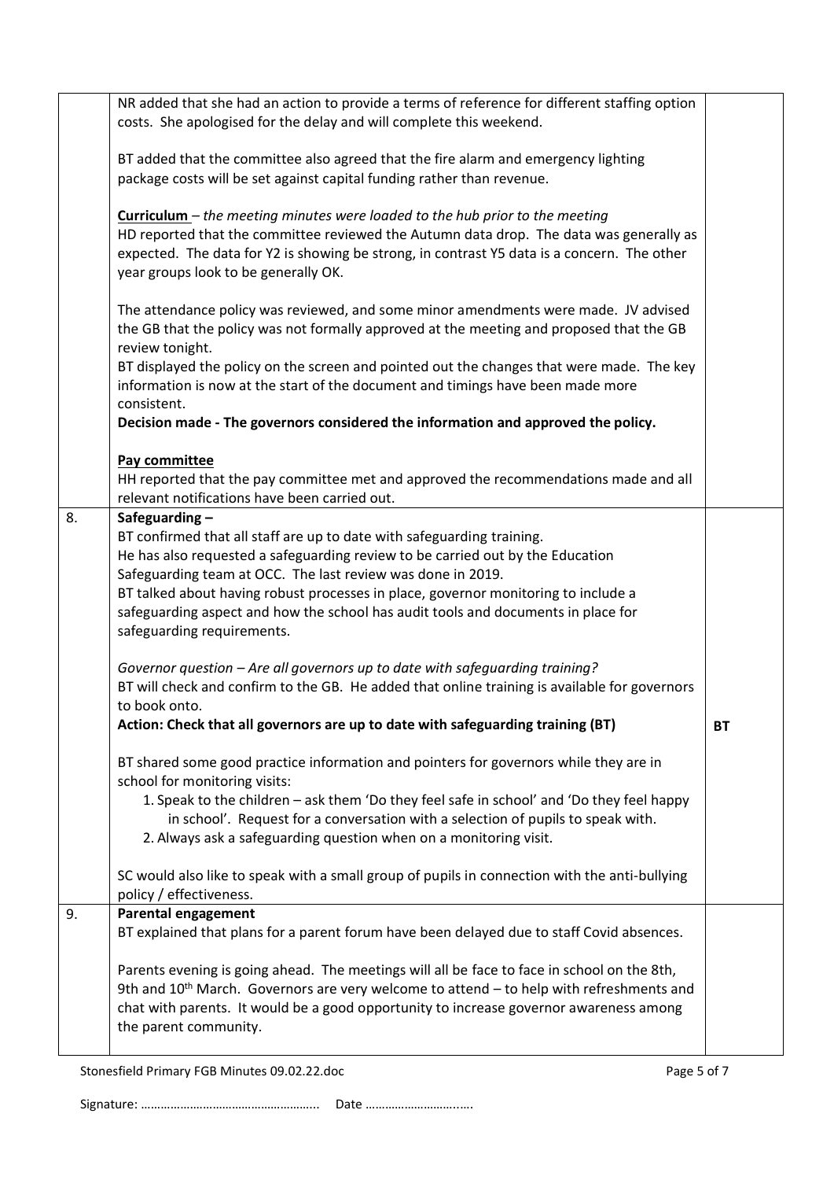| | | |
|---|---|---|
| | NR added that she had an action to provide a terms of reference for different staffing option costs. She apologised for the delay and will complete this weekend.<br><br>BT added that the committee also agreed that the fire alarm and emergency lighting package costs will be set against capital funding rather than revenue.<br><br>**<u>Curriculum</u>** – *the meeting minutes were loaded to the hub prior to the meeting*<br>HD reported that the committee reviewed the Autumn data drop. The data was generally as expected. The data for Y2 is showing be strong, in contrast Y5 data is a concern. The other year groups look to be generally OK.<br><br>The attendance policy was reviewed, and some minor amendments were made. JV advised the GB that the policy was not formally approved at the meeting and proposed that the GB review tonight.<br>BT displayed the policy on the screen and pointed out the changes that were made. The key information is now at the start of the document and timings have been made more consistent.<br>**Decision made - The governors considered the information and approved the policy.**<br><br>**<u>Pay committee</u>**<br>HH reported that the pay committee met and approved the recommendations made and all relevant notifications have been carried out. | |
| 8. | **Safeguarding –**<br>BT confirmed that all staff are up to date with safeguarding training.<br>He has also requested a safeguarding review to be carried out by the Education Safeguarding team at OCC. The last review was done in 2019.<br>BT talked about having robust processes in place, governor monitoring to include a safeguarding aspect and how the school has audit tools and documents in place for safeguarding requirements.<br><br>*Governor question – Are all governors up to date with safeguarding training?*<br>BT will check and confirm to the GB. He added that online training is available for governors to book onto.<br>**Action: Check that all governors are up to date with safeguarding training (BT)**<br><br>BT shared some good practice information and pointers for governors while they are in school for monitoring visits:<br>1. Speak to the children – ask them 'Do they feel safe in school' and 'Do they feel happy in school'. Request for a conversation with a selection of pupils to speak with.<br>2. Always ask a safeguarding question when on a monitoring visit.<br><br>SC would also like to speak with a small group of pupils in connection with the anti-bullying policy / effectiveness. | **BT** |
| 9. | **Parental engagement**<br>BT explained that plans for a parent forum have been delayed due to staff Covid absences.<br><br>Parents evening is going ahead. The meetings will all be face to face in school on the 8th, 9th and 10th March. Governors are very welcome to attend – to help with refreshments and chat with parents. It would be a good opportunity to increase governor awareness among the parent community. | |

Stonesfield Primary FGB Minutes 09.02.22.doc

Signature: …………………………………………….. Date ………………………..….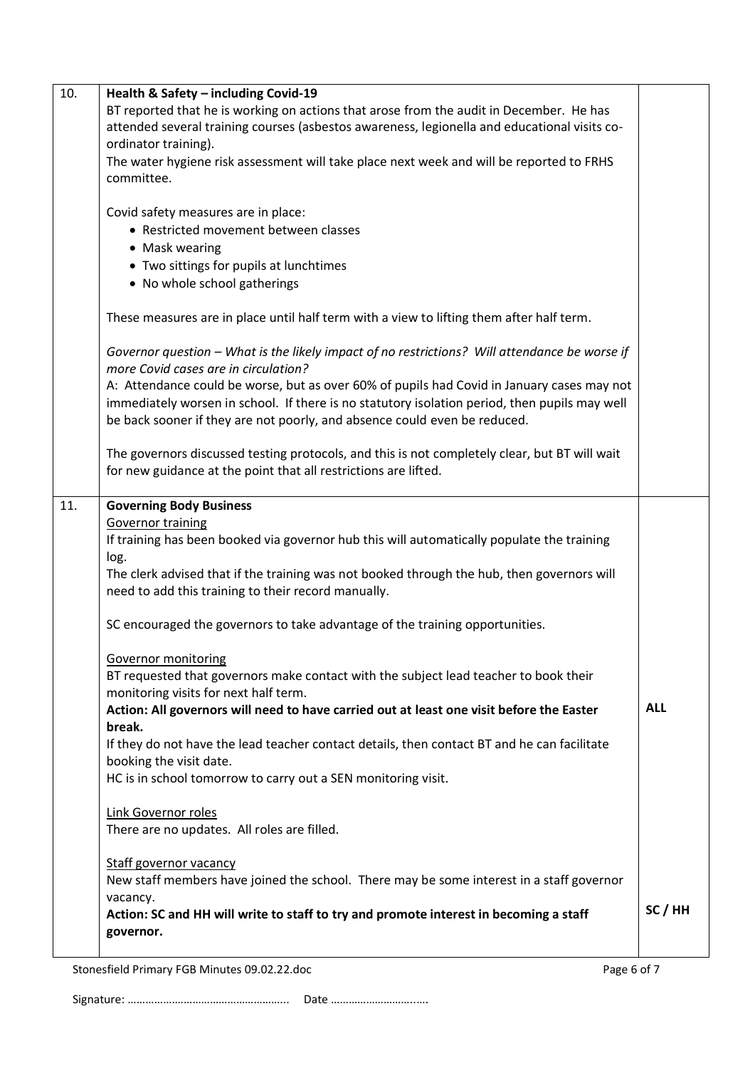| | | |
|---|---|---|
| 10. | **Health & Safety – including Covid-19**<br>BT reported that he is working on actions that arose from the audit in December. He has attended several training courses (asbestos awareness, legionella and educational visits co-ordinator training).<br>The water hygiene risk assessment will take place next week and will be reported to FRHS committee.<br><br>Covid safety measures are in place:<br>• Restricted movement between classes<br>• Mask wearing<br>• Two sittings for pupils at lunchtimes<br>• No whole school gatherings<br><br>These measures are in place until half term with a view to lifting them after half term.<br><br>*Governor question – What is the likely impact of no restrictions? Will attendance be worse if more Covid cases are in circulation?*<br>A: Attendance could be worse, but as over 60% of pupils had Covid in January cases may not immediately worsen in school. If there is no statutory isolation period, then pupils may well be back sooner if they are not poorly, and absence could even be reduced.<br><br>The governors discussed testing protocols, and this is not completely clear, but BT will wait for new guidance at the point that all restrictions are lifted. | |
| 11. | **Governing Body Business**<br>Governor training<br>If training has been booked via governor hub this will automatically populate the training log.<br>The clerk advised that if the training was not booked through the hub, then governors will need to add this training to their record manually.<br><br>SC encouraged the governors to take advantage of the training opportunities.<br><br>Governor monitoring<br>BT requested that governors make contact with the subject lead teacher to book their monitoring visits for next half term.<br>**Action: All governors will need to have carried out at least one visit before the Easter break.**<br>If they do not have the lead teacher contact details, then contact BT and he can facilitate booking the visit date.<br>HC is in school tomorrow to carry out a SEN monitoring visit.<br><br>Link Governor roles<br>There are no updates. All roles are filled.<br><br>Staff governor vacancy<br>New staff members have joined the school. There may be some interest in a staff governor vacancy.<br>**Action: SC and HH will write to staff to try and promote interest in becoming a staff governor.** | **ALL**<br><br><br><br><br><br>**SC / HH** |

Signature: ……………………………………………... Date ………………………..….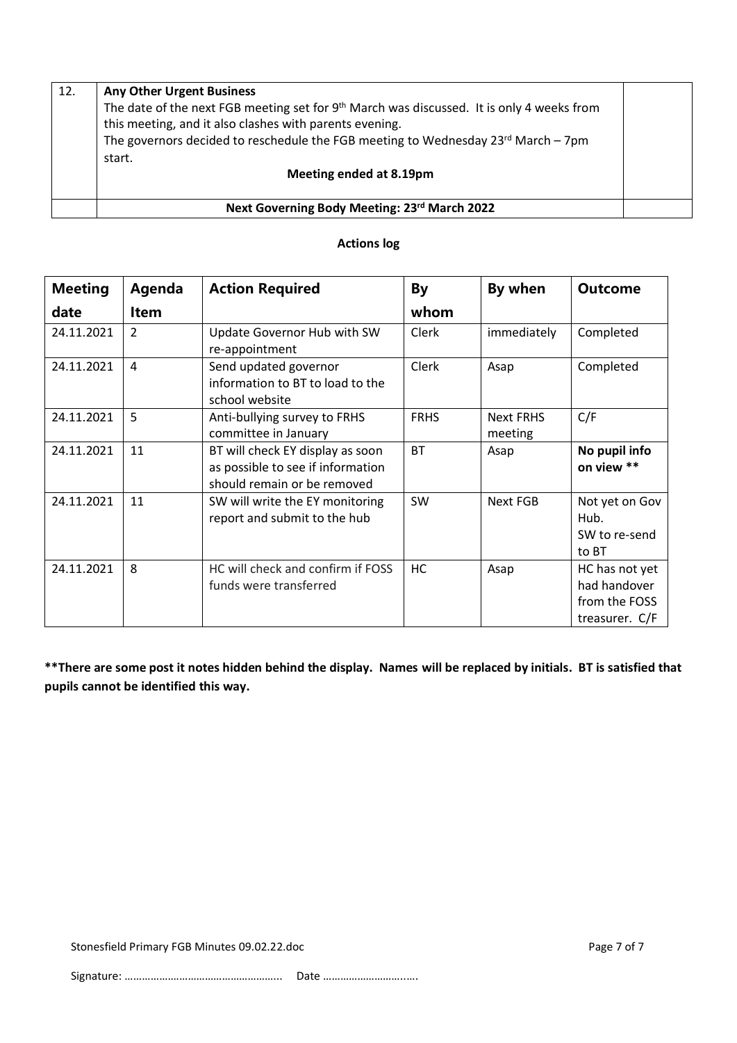| | | |
|---|---|---|
| 12. | **Any Other Urgent Business**<br>The date of the next FGB meeting set for 9th March was discussed. It is only 4 weeks from this meeting, and it also clashes with parents evening.<br>The governors decided to reschedule the FGB meeting to Wednesday 23rd March – 7pm start.<br>**Meeting ended at 8.19pm** | |
| | **Next Governing Body Meeting: 23rd March 2022** | |

**Actions log**

| Meeting date | Agenda Item | Action Required | By whom | By when | Outcome |
|---|---|---|---|---|---|
| 24.11.2021 | 2 | Update Governor Hub with SW re-appointment | Clerk | immediately | Completed |
| 24.11.2021 | 4 | Send updated governor information to BT to load to the school website | Clerk | Asap | Completed |
| 24.11.2021 | 5 | Anti-bullying survey to FRHS committee in January | FRHS | Next FRHS meeting | C/F |
| 24.11.2021 | 11 | BT will check EY display as soon as possible to see if information should remain or be removed | BT | Asap | **No pupil info on view \*\*** |
| 24.11.2021 | 11 | SW will write the EY monitoring report and submit to the hub | SW | Next FGB | Not yet on Gov Hub. SW to re-send to BT |
| 24.11.2021 | 8 | HC will check and confirm if FOSS funds were transferred | HC | Asap | HC has not yet had handover from the FOSS treasurer. C/F |

**\*\*There are some post it notes hidden behind the display. Names will be replaced by initials. BT is satisfied that pupils cannot be identified this way.**

Signature: ……………………………………………... Date ………………………..….